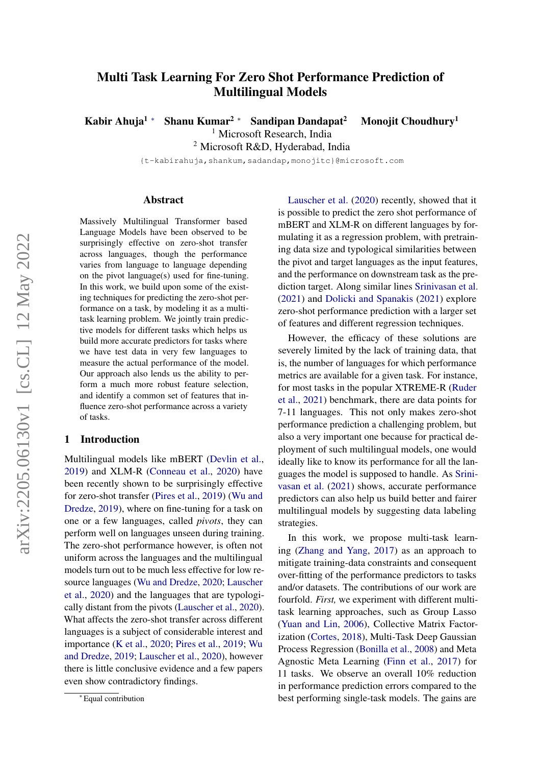# Multi Task Learning For Zero Shot Performance Prediction of Multilingual Models

**Kabir Ahuja**[1]* **Shanu Kumar**[2]* **Sandipan Dandapat**[2] **Monojit Choudhury**[1]

[1] Microsoft Research, India
[2] Microsoft R&D, Hyderabad, India

{t-kabirahuja,shankum,sadandap,monojitc}@microsoft.com

## Abstract

Massively Multilingual Transformer based Language Models have been observed to be surprisingly effective on zero-shot transfer across languages, though the performance varies from language to language depending on the pivot language(s) used for fine-tuning. In this work, we build upon some of the existing techniques for predicting the zero-shot performance on a task, by modeling it as a multi-task learning problem. We jointly train predictive models for different tasks which helps us build more accurate predictors for tasks where we have test data in very few languages to measure the actual performance of the model. Our approach also lends us the ability to perform a much more robust feature selection, and identify a common set of features that influence zero-shot performance across a variety of tasks.

## 1 Introduction

Multilingual models like mBERT (Devlin et al., 2019) and XLM-R (Conneau et al., 2020) have been recently shown to be surprisingly effective for zero-shot transfer (Pires et al., 2019) (Wu and Dredze, 2019), where on fine-tuning for a task on one or a few languages, called *pivots*, they can perform well on languages unseen during training. The zero-shot performance however, is often not uniform across the languages and the multilingual models turn out to be much less effective for low resource languages (Wu and Dredze, 2020; Lauscher et al., 2020) and the languages that are typologically distant from the pivots (Lauscher et al., 2020). What affects the zero-shot transfer across different languages is a subject of considerable interest and importance (K et al., 2020; Pires et al., 2019; Wu and Dredze, 2019; Lauscher et al., 2020), however there is little conclusive evidence and a few papers even show contradictory findings.

Lauscher et al. (2020) recently, showed that it is possible to predict the zero shot performance of mBERT and XLM-R on different languages by formulating it as a regression problem, with pretraining data size and typological similarities between the pivot and target languages as the input features, and the performance on downstream task as the prediction target. Along similar lines Srinivasan et al. (2021) and Dolicki and Spanakis (2021) explore zero-shot performance prediction with a larger set of features and different regression techniques.

However, the efficacy of these solutions are severely limited by the lack of training data, that is, the number of languages for which performance metrics are available for a given task. For instance, for most tasks in the popular XTREME-R (Ruder et al., 2021) benchmark, there are data points for 7-11 languages. This not only makes zero-shot performance prediction a challenging problem, but also a very important one because for practical deployment of such multilingual models, one would ideally like to know its performance for all the languages the model is supposed to handle. As Srinivasan et al. (2021) shows, accurate performance predictors can also help us build better and fairer multilingual models by suggesting data labeling strategies.

In this work, we propose multi-task learning (Zhang and Yang, 2017) as an approach to mitigate training-data constraints and consequent over-fitting of the performance predictors to tasks and/or datasets. The contributions of our work are fourfold. *First,* we experiment with different multi-task learning approaches, such as Group Lasso (Yuan and Lin, 2006), Collective Matrix Factorization (Cortes, 2018), Multi-Task Deep Gaussian Process Regression (Bonilla et al., 2008) and Meta Agnostic Meta Learning (Finn et al., 2017) for 11 tasks. We observe an overall 10% reduction in performance prediction errors compared to the best performing single-task models. The gains are

*Equal contribution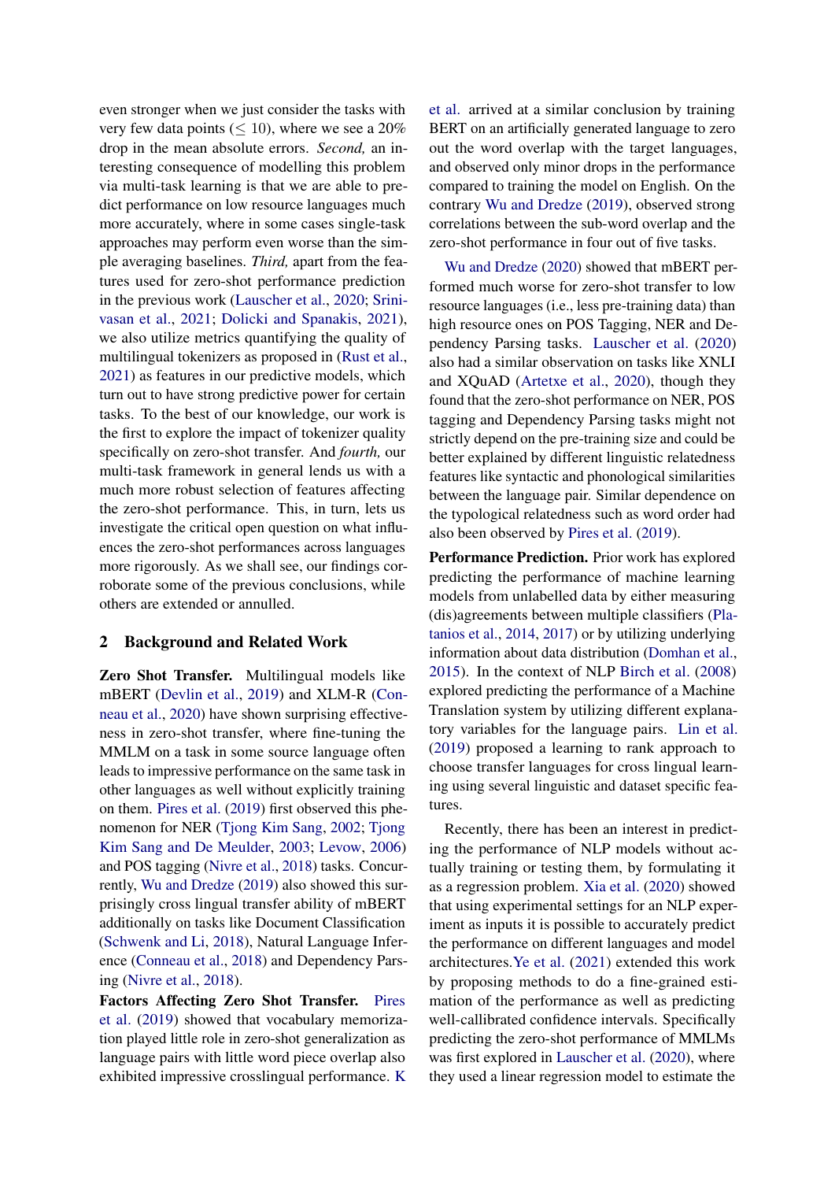even stronger when we just consider the tasks with very few data points ($\leq 10$), where we see a 20% drop in the mean absolute errors. *Second,* an interesting consequence of modelling this problem via multi-task learning is that we are able to predict performance on low resource languages much more accurately, where in some cases single-task approaches may perform even worse than the simple averaging baselines. *Third,* apart from the features used for zero-shot performance prediction in the previous work (Lauscher et al., 2020; Srinivasan et al., 2021; Dolicki and Spanakis, 2021), we also utilize metrics quantifying the quality of multilingual tokenizers as proposed in (Rust et al., 2021) as features in our predictive models, which turn out to have strong predictive power for certain tasks. To the best of our knowledge, our work is the first to explore the impact of tokenizer quality specifically on zero-shot transfer. And *fourth,* our multi-task framework in general lends us with a much more robust selection of features affecting the zero-shot performance. This, in turn, lets us investigate the critical open question on what influences the zero-shot performances across languages more rigorously. As we shall see, our findings corroborate some of the previous conclusions, while others are extended or annulled.

## 2 Background and Related Work

**Zero Shot Transfer.** Multilingual models like mBERT (Devlin et al., 2019) and XLM-R (Conneau et al., 2020) have shown surprising effectiveness in zero-shot transfer, where fine-tuning the MMLM on a task in some source language often leads to impressive performance on the same task in other languages as well without explicitly training on them. Pires et al. (2019) first observed this phenomenon for NER (Tjong Kim Sang, 2002; Tjong Kim Sang and De Meulder, 2003; Levow, 2006) and POS tagging (Nivre et al., 2018) tasks. Concurrently, Wu and Dredze (2019) also showed this surprisingly cross lingual transfer ability of mBERT additionally on tasks like Document Classification (Schwenk and Li, 2018), Natural Language Inference (Conneau et al., 2018) and Dependency Parsing (Nivre et al., 2018).

**Factors Affecting Zero Shot Transfer.** Pires et al. (2019) showed that vocabulary memorization played little role in zero-shot generalization as language pairs with little word piece overlap also exhibited impressive crosslingual performance. K et al. arrived at a similar conclusion by training BERT on an artificially generated language to zero out the word overlap with the target languages, and observed only minor drops in the performance compared to training the model on English. On the contrary Wu and Dredze (2019), observed strong correlations between the sub-word overlap and the zero-shot performance in four out of five tasks.

Wu and Dredze (2020) showed that mBERT performed much worse for zero-shot transfer to low resource languages (i.e., less pre-training data) than high resource ones on POS Tagging, NER and Dependency Parsing tasks. Lauscher et al. (2020) also had a similar observation on tasks like XNLI and XQuAD (Artetxe et al., 2020), though they found that the zero-shot performance on NER, POS tagging and Dependency Parsing tasks might not strictly depend on the pre-training size and could be better explained by different linguistic relatedness features like syntactic and phonological similarities between the language pair. Similar dependence on the typological relatedness such as word order had also been observed by Pires et al. (2019).

**Performance Prediction.** Prior work has explored predicting the performance of machine learning models from unlabelled data by either measuring (dis)agreements between multiple classifiers (Platanios et al., 2014, 2017) or by utilizing underlying information about data distribution (Domhan et al., 2015). In the context of NLP Birch et al. (2008) explored predicting the performance of a Machine Translation system by utilizing different explanatory variables for the language pairs. Lin et al. (2019) proposed a learning to rank approach to choose transfer languages for cross lingual learning using several linguistic and dataset specific features.

Recently, there has been an interest in predicting the performance of NLP models without actually training or testing them, by formulating it as a regression problem. Xia et al. (2020) showed that using experimental settings for an NLP experiment as inputs it is possible to accurately predict the performance on different languages and model architectures. Ye et al. (2021) extended this work by proposing methods to do a fine-grained estimation of the performance as well as predicting well-callibrated confidence intervals. Specifically predicting the zero-shot performance of MMLMs was first explored in Lauscher et al. (2020), where they used a linear regression model to estimate the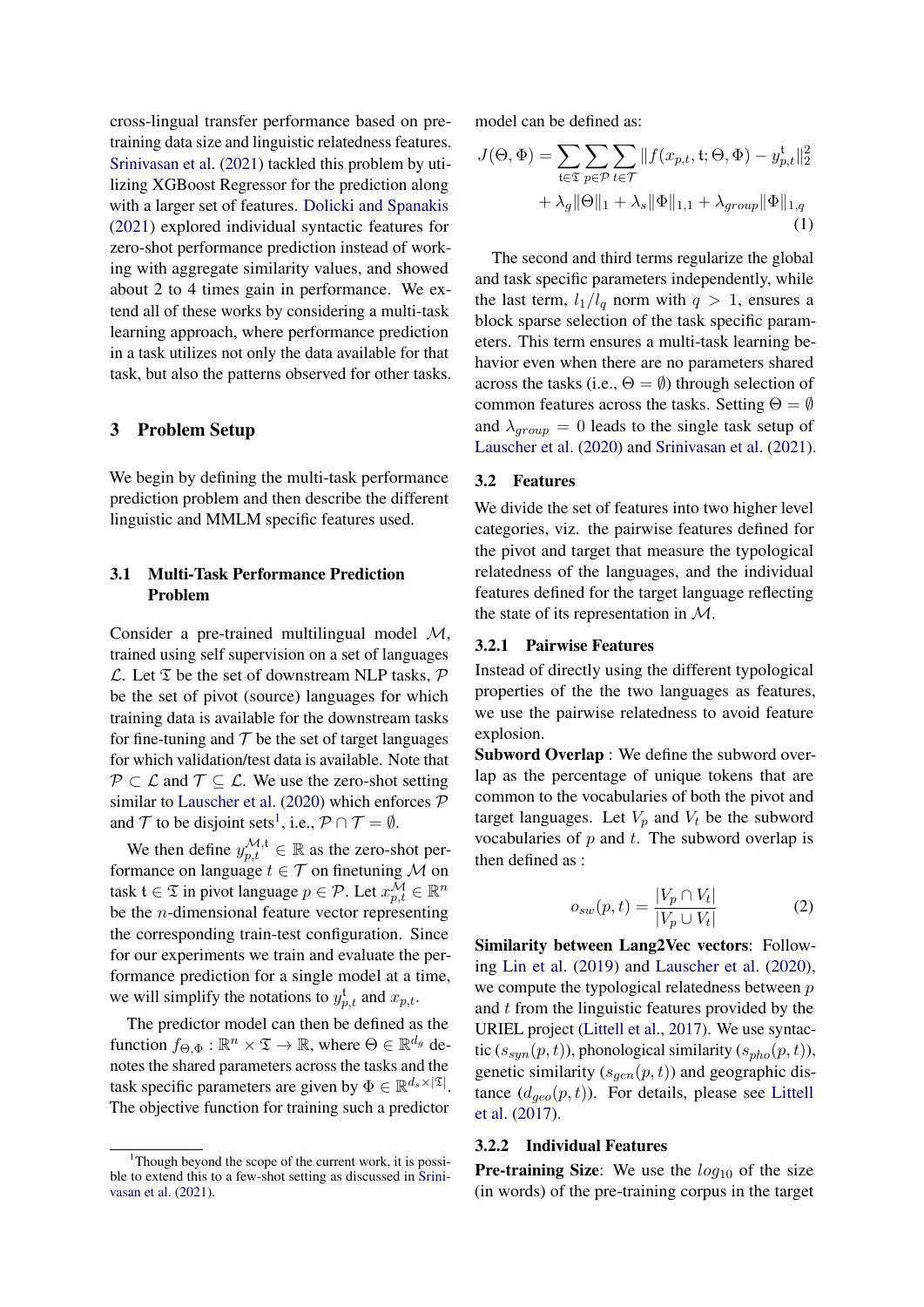cross-lingual transfer performance based on pre-training data size and linguistic relatedness features. Srinivasan et al. (2021) tackled this problem by utilizing XGBoost Regressor for the prediction along with a larger set of features. Dolicki and Spanakis (2021) explored individual syntactic features for zero-shot performance prediction instead of working with aggregate similarity values, and showed about 2 to 4 times gain in performance. We extend all of these works by considering a multi-task learning approach, where performance prediction in a task utilizes not only the data available for that task, but also the patterns observed for other tasks.

## 3 Problem Setup

We begin by defining the multi-task performance prediction problem and then describe the different linguistic and MMLM specific features used.

### 3.1 Multi-Task Performance Prediction Problem

Consider a pre-trained multilingual model $\mathcal{M}$, trained using self supervision on a set of languages $\mathcal{L}$. Let $\mathfrak{T}$ be the set of downstream NLP tasks, $\mathcal{P}$ be the set of pivot (source) languages for which training data is available for the downstream tasks for fine-tuning and $\mathcal{T}$ be the set of target languages for which validation/test data is available. Note that $\mathcal{P} \subset \mathcal{L}$ and $\mathcal{T} \subseteq \mathcal{L}$. We use the zero-shot setting similar to Lauscher et al. (2020) which enforces $\mathcal{P}$ and $\mathcal{T}$ to be disjoint sets[1], i.e., $\mathcal{P} \cap \mathcal{T} = \emptyset$.

We then define $y_{p,t}^{\mathcal{M},\mathfrak{t}} \in \mathbb{R}$ as the zero-shot performance on language $t \in \mathcal{T}$ on finetuning $\mathcal{M}$ on task $\mathfrak{t} \in \mathfrak{T}$ in pivot language $p \in \mathcal{P}$. Let $x_{p,t}^{\mathcal{M}} \in \mathbb{R}^n$ be the $n$-dimensional feature vector representing the corresponding train-test configuration. Since for our experiments we train and evaluate the performance prediction for a single model at a time, we will simplify the notations to $y_{p,t}^{\mathfrak{t}}$ and $x_{p,t}$.

The predictor model can then be defined as the function $f_{\Theta,\Phi} : \mathbb{R}^n \times \mathfrak{T} \rightarrow \mathbb{R}$, where $\Theta \in \mathbb{R}^{d_g}$ denotes the shared parameters across the tasks and the task specific parameters are given by $\Phi \in \mathbb{R}^{d_s \times |\mathfrak{T}|}$. The objective function for training such a predictor model can be defined as:

$$
\begin{aligned}
J(\Theta, \Phi) = \sum_{\mathfrak{t} \in \mathfrak{T}} \sum_{p \in \mathcal{P}} \sum_{t \in \mathcal{T}} \| f(x_{p,t}, \mathfrak{t}; \Theta, \Phi) - y_{p,t}^{\mathfrak{t}} \|_2^2 \\
+ \lambda_g \|\Theta\|_1 + \lambda_s \|\Phi\|_{1,1} + \lambda_{group} \|\Phi\|_{1,q}
\end{aligned} \tag{1}
$$

The second and third terms regularize the global and task specific parameters independently, while the last term, $l_1/l_q$ norm with $q > 1$, ensures a block sparse selection of the task specific parameters. This term ensures a multi-task learning behavior even when there are no parameters shared across the tasks (i.e., $\Theta = \emptyset$) through selection of common features across the tasks. Setting $\Theta = \emptyset$ and $\lambda_{group} = 0$ leads to the single task setup of Lauscher et al. (2020) and Srinivasan et al. (2021).

### 3.2 Features

We divide the set of features into two higher level categories, viz. the pairwise features defined for the pivot and target that measure the typological relatedness of the languages, and the individual features defined for the target language reflecting the state of its representation in $\mathcal{M}$.

#### 3.2.1 Pairwise Features

Instead of directly using the different typological properties of the the two languages as features, we use the pairwise relatedness to avoid feature explosion.

**Subword Overlap** : We define the subword overlap as the percentage of unique tokens that are common to the vocabularies of both the pivot and target languages. Let $V_p$ and $V_t$ be the subword vocabularies of $p$ and $t$. The subword overlap is then defined as :

$$
o_{sw}(p, t) = \frac{|V_p \cap V_t|}{|V_p \cup V_t|} \tag{2}
$$

**Similarity between Lang2Vec vectors**: Following Lin et al. (2019) and Lauscher et al. (2020), we compute the typological relatedness between $p$ and $t$ from the linguistic features provided by the URIEL project (Littell et al., 2017). We use syntactic ($s_{syn}(p, t)$), phonological similarity ($s_{pho}(p, t)$), genetic similarity ($s_{gen}(p, t)$) and geographic distance ($d_{geo}(p, t)$). For details, please see Littell et al. (2017).

#### 3.2.2 Individual Features

**Pre-training Size**: We use the $log_{10}$ of the size (in words) of the pre-training corpus in the target

[1] Though beyond the scope of the current work, it is possible to extend this to a few-shot setting as discussed in Srinivasan et al. (2021).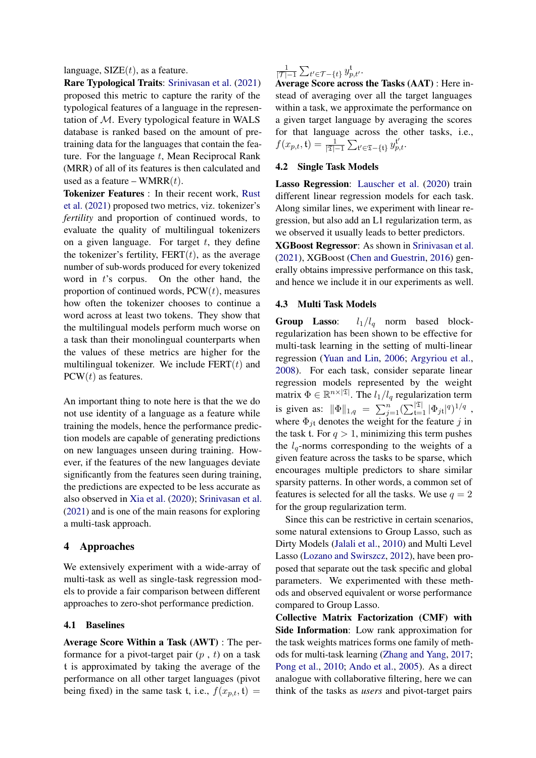language, SIZE($t$), as a feature.

**Rare Typological Traits**: Srinivasan et al. (2021) proposed this metric to capture the rarity of the typological features of a language in the representation of $\mathcal{M}$. Every typological feature in WALS database is ranked based on the amount of pretraining data for the languages that contain the feature. For the language $t$, Mean Reciprocal Rank (MRR) of all of its features is then calculated and used as a feature – WMRR($t$).

**Tokenizer Features** : In their recent work, Rust et al. (2021) proposed two metrics, viz. tokenizer's *fertility* and proportion of continued words, to evaluate the quality of multilingual tokenizers on a given language. For target $t$, they define the tokenizer's fertility, FERT($t$), as the average number of sub-words produced for every tokenized word in $t$'s corpus. On the other hand, the proportion of continued words, PCW($t$), measures how often the tokenizer chooses to continue a word across at least two tokens. They show that the multilingual models perform much worse on a task than their monolingual counterparts when the values of these metrics are higher for the multilingual tokenizer. We include FERT($t$) and PCW($t$) as features.

An important thing to note here is that the we do not use identity of a language as a feature while training the models, hence the performance prediction models are capable of generating predictions on new languages unseen during training. However, if the features of the new languages deviate significantly from the features seen during training, the predictions are expected to be less accurate as also observed in Xia et al. (2020); Srinivasan et al. (2021) and is one of the main reasons for exploring a multi-task approach.

## 4 Approaches

We extensively experiment with a wide-array of multi-task as well as single-task regression models to provide a fair comparison between different approaches to zero-shot performance prediction.

### 4.1 Baselines

**Average Score Within a Task (AWT)** : The performance for a pivot-target pair ($p$ , $t$) on a task $\mathfrak{t}$ is approximated by taking the average of the performance on all other target languages (pivot being fixed) in the same task $\mathfrak{t}$, i.e., $f(x_{p,t}, \mathfrak{t}) = \frac{1}{|\mathcal{T}|-1} \sum_{t' \in \mathcal{T}-\{t\}} y_{p,t'}^{\mathfrak{t}}$.

**Average Score across the Tasks (AAT)** : Here instead of averaging over all the target languages within a task, we approximate the performance on a given target language by averaging the scores for that language across the other tasks, i.e., $f(x_{p,t}, \mathfrak{t}) = \frac{1}{|\mathfrak{T}|-1} \sum_{\mathfrak{t}' \in \mathfrak{T}-\{\mathfrak{t}\}} y_{p,t}^{\mathfrak{t}'}$.

### 4.2 Single Task Models

**Lasso Regression**: Lauscher et al. (2020) train different linear regression models for each task. Along similar lines, we experiment with linear regression, but also add an L1 regularization term, as we observed it usually leads to better predictors.

**XGBoost Regressor**: As shown in Srinivasan et al. (2021), XGBoost (Chen and Guestrin, 2016) generally obtains impressive performance on this task, and hence we include it in our experiments as well.

### 4.3 Multi Task Models

**Group Lasso**: $l_1/l_q$ norm based block-regularization has been shown to be effective for multi-task learning in the setting of multi-linear regression (Yuan and Lin, 2006; Argyriou et al., 2008). For each task, consider separate linear regression models represented by the weight matrix $\Phi \in \mathbb{R}^{n \times |\mathfrak{T}|}$. The $l_1/l_q$ regularization term is given as: $\|\Phi\|_{1,q} = \sum_{j=1}^{n} (\sum_{\mathfrak{t}=1}^{|\mathfrak{T}|} |\Phi_{j\mathfrak{t}}|^q)^{1/q}$ , where $\Phi_{j\mathfrak{t}}$ denotes the weight for the feature $j$ in the task $\mathfrak{t}$. For $q > 1$, minimizing this term pushes the $l_q$-norms corresponding to the weights of a given feature across the tasks to be sparse, which encourages multiple predictors to share similar sparsity patterns. In other words, a common set of features is selected for all the tasks. We use $q = 2$ for the group regularization term.

Since this can be restrictive in certain scenarios, some natural extensions to Group Lasso, such as Dirty Models (Jalali et al., 2010) and Multi Level Lasso (Lozano and Swirszcz, 2012), have been proposed that separate out the task specific and global parameters. We experimented with these methods and observed equivalent or worse performance compared to Group Lasso.

**Collective Matrix Factorization (CMF) with Side Information**: Low rank approximation for the task weights matrices forms one family of methods for multi-task learning (Zhang and Yang, 2017; Pong et al., 2010; Ando et al., 2005). As a direct analogue with collaborative filtering, here we can think of the tasks as *users* and pivot-target pairs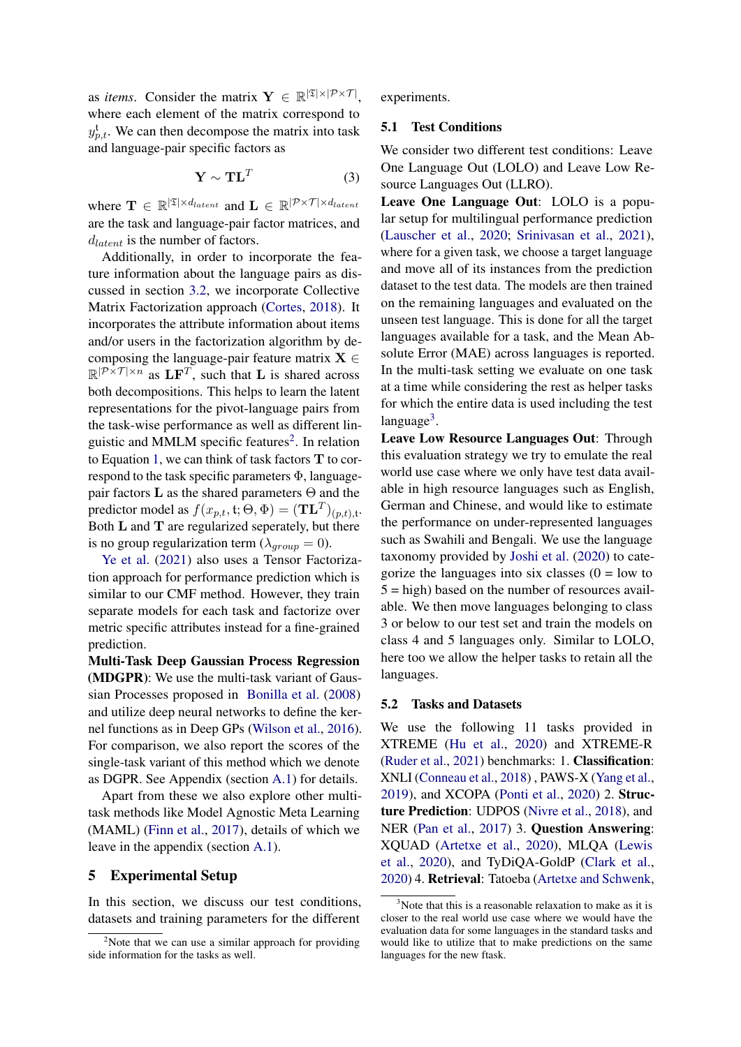as *items*. Consider the matrix $\mathbf{Y} \in \mathbb{R}^{|\mathfrak{T}| \times |\mathcal{P} \times \mathcal{T}|}$, where each element of the matrix correspond to $y_{p,t}^{\mathfrak{t}}$. We can then decompose the matrix into task and language-pair specific factors as

$$\mathbf{Y} \sim \mathbf{T}\mathbf{L}^T \tag{3}$$

where $\mathbf{T} \in \mathbb{R}^{|\mathfrak{T}| \times d_{latent}}$ and $\mathbf{L} \in \mathbb{R}^{|\mathcal{P} \times \mathcal{T}| \times d_{latent}}$ are the task and language-pair factor matrices, and $d_{latent}$ is the number of factors.

Additionally, in order to incorporate the feature information about the language pairs as discussed in section 3.2, we incorporate Collective Matrix Factorization approach (Cortes, 2018). It incorporates the attribute information about items and/or users in the factorization algorithm by decomposing the language-pair feature matrix $\mathbf{X} \in \mathbb{R}^{|\mathcal{P} \times \mathcal{T}| \times n}$ as $\mathbf{L}\mathbf{F}^T$, such that $\mathbf{L}$ is shared across both decompositions. This helps to learn the latent representations for the pivot-language pairs from the task-wise performance as well as different linguistic and MMLM specific features[2]. In relation to Equation 1, we can think of task factors $\mathbf{T}$ to correspond to the task specific parameters $\Phi$, language-pair factors $\mathbf{L}$ as the shared parameters $\Theta$ and the predictor model as $f(x_{p,t}, \mathfrak{t}; \Theta, \Phi) = (\mathbf{T}\mathbf{L}^T)_{(p,t),\mathfrak{t}}$. Both $\mathbf{L}$ and $\mathbf{T}$ are regularized seperately, but there is no group regularization term ($\lambda_{group} = 0$).

Ye et al. (2021) also uses a Tensor Factorization approach for performance prediction which is similar to our CMF method. However, they train separate models for each task and factorize over metric specific attributes instead for a fine-grained prediction.

**Multi-Task Deep Gaussian Process Regression (MDGPR)**: We use the multi-task variant of Gaussian Processes proposed in Bonilla et al. (2008) and utilize deep neural networks to define the kernel functions as in Deep GPs (Wilson et al., 2016). For comparison, we also report the scores of the single-task variant of this method which we denote as DGPR. See Appendix (section A.1) for details.

Apart from these we also explore other multi-task methods like Model Agnostic Meta Learning (MAML) (Finn et al., 2017), details of which we leave in the appendix (section A.1).

# 5 Experimental Setup

In this section, we discuss our test conditions, datasets and training parameters for the different experiments.

## 5.1 Test Conditions

We consider two different test conditions: Leave One Language Out (LOLO) and Leave Low Resource Languages Out (LLRO).

**Leave One Language Out**: LOLO is a popular setup for multilingual performance prediction (Lauscher et al., 2020; Srinivasan et al., 2021), where for a given task, we choose a target language and move all of its instances from the prediction dataset to the test data. The models are then trained on the remaining languages and evaluated on the unseen test language. This is done for all the target languages available for a task, and the Mean Absolute Error (MAE) across languages is reported. In the multi-task setting we evaluate on one task at a time while considering the rest as helper tasks for which the entire data is used including the test language[3].

**Leave Low Resource Languages Out**: Through this evaluation strategy we try to emulate the real world use case where we only have test data available in high resource languages such as English, German and Chinese, and would like to estimate the performance on under-represented languages such as Swahili and Bengali. We use the language taxonomy provided by Joshi et al. (2020) to categorize the languages into six classes (0 = low to 5 = high) based on the number of resources available. We then move languages belonging to class 3 or below to our test set and train the models on class 4 and 5 languages only. Similar to LOLO, here too we allow the helper tasks to retain all the languages.

## 5.2 Tasks and Datasets

We use the following 11 tasks provided in XTREME (Hu et al., 2020) and XTREME-R (Ruder et al., 2021) benchmarks: 1. **Classification**: XNLI (Conneau et al., 2018) , PAWS-X (Yang et al., 2019), and XCOPA (Ponti et al., 2020) 2. **Structure Prediction**: UDPOS (Nivre et al., 2018), and NER (Pan et al., 2017) 3. **Question Answering**: XQUAD (Artetxe et al., 2020), MLQA (Lewis et al., 2020), and TyDiQA-GoldP (Clark et al., 2020) 4. **Retrieval**: Tatoeba (Artetxe and Schwenk,

[2] Note that we can use a similar approach for providing side information for the tasks as well.

[3] Note that this is a reasonable relaxation to make as it is closer to the real world use case where we would have the evaluation data for some languages in the standard tasks and would like to utilize that to make predictions on the same languages for the new ftask.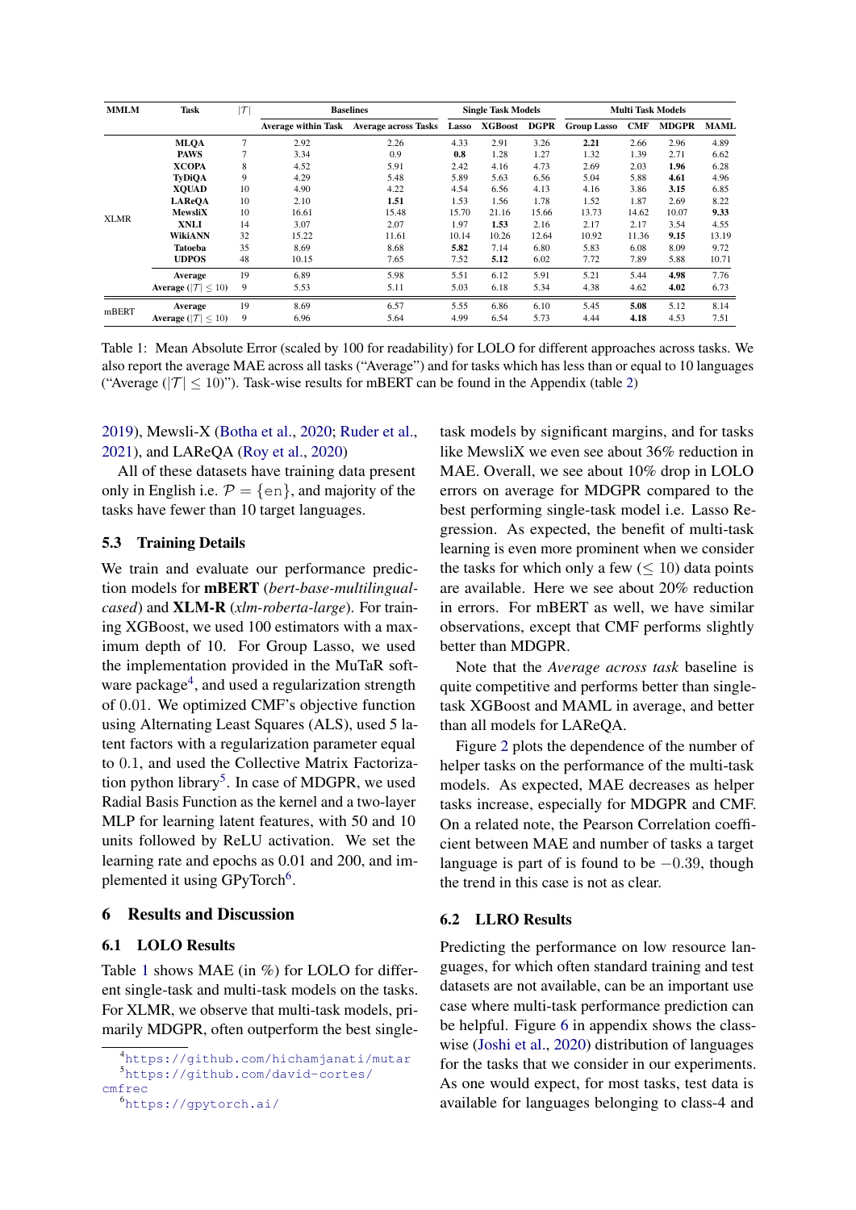| MMLM | Task | $\|\mathcal{T}\|$ | Baselines | | Single Task Models | | | Multi Task Models | | | |
|---|---|---|---|---|---|---|---|---|---|---|---|
| | | | Average within Task | Average across Tasks | Lasso | XGBoost | DGPR | Group Lasso | CMF | MDGPR | MAML |
| XLMR | **MLQA** | 7 | 2.92 | 2.26 | 4.33 | 2.91 | 3.26 | **2.21** | 2.66 | 2.96 | 4.89 |
| | **PAWS** | 7 | 3.34 | 0.9 | **0.8** | 1.28 | 1.27 | 1.32 | 1.39 | 2.71 | 6.62 |
| | **XCOPA** | 8 | 4.52 | 5.91 | 2.42 | 4.16 | 4.73 | 2.69 | 2.03 | **1.96** | 6.28 |
| | **TyDiQA** | 9 | 4.29 | 5.48 | 5.89 | 5.63 | 6.56 | 5.04 | 5.88 | **4.61** | 4.96 |
| | **XQUAD** | 10 | 4.90 | 4.22 | 4.54 | 6.56 | 4.13 | 4.16 | 3.86 | **3.15** | 6.85 |
| | **LAReQA** | 10 | 2.10 | **1.51** | 1.53 | 1.56 | 1.78 | 1.52 | 1.87 | 2.69 | 8.22 |
| | **MewsliX** | 10 | 16.61 | 15.48 | 15.70 | 21.16 | 15.66 | 13.73 | 14.62 | 10.07 | **9.33** |
| | **XNLI** | 14 | 3.07 | 2.07 | 1.97 | **1.53** | 2.16 | 2.17 | 2.17 | 3.54 | 4.55 |
| | **WikiANN** | 32 | 15.22 | 11.61 | 10.14 | 10.26 | 12.64 | 10.92 | 11.36 | **9.15** | 13.19 |
| | **Tatoeba** | 35 | 8.69 | 8.68 | **5.82** | 7.14 | 6.80 | 5.83 | 6.08 | 8.09 | 9.72 |
| | **UDPOS** | 48 | 10.15 | 7.65 | 7.52 | **5.12** | 6.02 | 7.72 | 7.89 | 5.88 | 10.71 |
| | **Average** | 19 | 6.89 | 5.98 | 5.51 | 6.12 | 5.91 | 5.21 | 5.44 | **4.98** | 7.76 |
| | **Average ($\|\mathcal{T}\| \leq 10$)** | 9 | 5.53 | 5.11 | 5.03 | 6.18 | 5.34 | 4.38 | 4.62 | **4.02** | 6.73 |
| mBERT | **Average** | 19 | 8.69 | 6.57 | 5.55 | 6.86 | 6.10 | 5.45 | **5.08** | 5.12 | 8.14 |
| | **Average ($\|\mathcal{T}\| \leq 10$)** | 9 | 6.96 | 5.64 | 4.99 | 6.54 | 5.73 | 4.44 | **4.18** | 4.53 | 7.51 |

Table 1: Mean Absolute Error (scaled by 100 for readability) for LOLO for different approaches across tasks. We also report the average MAE across all tasks ("Average") and for tasks which has less than or equal to 10 languages ("Average ($|\mathcal{T}| \leq 10$)"). Task-wise results for mBERT can be found in the Appendix (table 2)

2019), Mewsli-X (Botha et al., 2020; Ruder et al., 2021), and LAReQA (Roy et al., 2020)

All of these datasets have training data present only in English i.e. $\mathcal{P} = \{\text{en}\}$, and majority of the tasks have fewer than 10 target languages.

### 5.3 Training Details

We train and evaluate our performance prediction models for **mBERT** (*bert-base-multilingual-cased*) and **XLM-R** (*xlm-roberta-large*). For training XGBoost, we used 100 estimators with a maximum depth of 10. For Group Lasso, we used the implementation provided in the MuTaR software package[4], and used a regularization strength of 0.01. We optimized CMF's objective function using Alternating Least Squares (ALS), used 5 latent factors with a regularization parameter equal to 0.1, and used the Collective Matrix Factorization python library[5]. In case of MDGPR, we used Radial Basis Function as the kernel and a two-layer MLP for learning latent features, with 50 and 10 units followed by ReLU activation. We set the learning rate and epochs as 0.01 and 200, and implemented it using GPyTorch[6].

## 6 Results and Discussion

### 6.1 LOLO Results

Table 1 shows MAE (in %) for LOLO for different single-task and multi-task models on the tasks. For XLMR, we observe that multi-task models, primarily MDGPR, often outperform the best single-task models by significant margins, and for tasks like MewsliX we even see about 36% reduction in MAE. Overall, we see about 10% drop in LOLO errors on average for MDGPR compared to the best performing single-task model i.e. Lasso Regression. As expected, the benefit of multi-task learning is even more prominent when we consider the tasks for which only a few ($\leq 10$) data points are available. Here we see about 20% reduction in errors. For mBERT as well, we have similar observations, except that CMF performs slightly better than MDGPR.

Note that the *Average across task* baseline is quite competitive and performs better than single-task XGBoost and MAML in average, and better than all models for LAReQA.

Figure 2 plots the dependence of the number of helper tasks on the performance of the multi-task models. As expected, MAE decreases as helper tasks increase, especially for MDGPR and CMF. On a related note, the Pearson Correlation coefficient between MAE and number of tasks a target language is part of is found to be $-0.39$, though the trend in this case is not as clear.

### 6.2 LLRO Results

Predicting the performance on low resource languages, for which often standard training and test datasets are not available, can be an important use case where multi-task performance prediction can be helpful. Figure 6 in appendix shows the class-wise (Joshi et al., 2020) distribution of languages for the tasks that we consider in our experiments. As one would expect, for most tasks, test data is available for languages belonging to class-4 and

[4] https://github.com/hichamjanati/mutar

[5] https://github.com/david-cortes/cmfrec

[6] https://gpytorch.ai/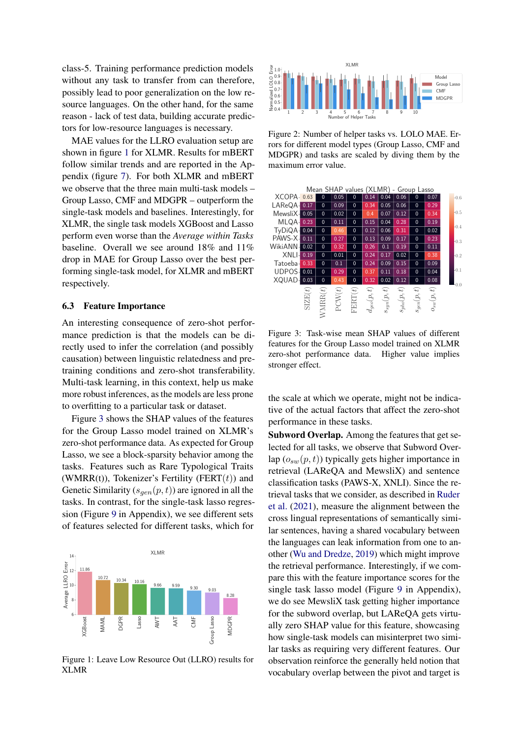class-5. Training performance prediction models without any task to transfer from can therefore, possibly lead to poor generalization on the low resource languages. On the other hand, for the same reason - lack of test data, building accurate predictors for low-resource languages is necessary.

MAE values for the LLRO evaluation setup are shown in figure 1 for XLMR. Results for mBERT follow similar trends and are reported in the Appendix (figure 7). For both XLMR and mBERT we observe that the three main multi-task models – Group Lasso, CMF and MDGPR – outperform the single-task models and baselines. Interestingly, for XLMR, the single task models XGBoost and Lasso perform even worse than the *Average within Tasks* baseline. Overall we see around 18% and 11% drop in MAE for Group Lasso over the best performing single-task model, for XLMR and mBERT respectively.

### 6.3 Feature Importance

An interesting consequence of zero-shot performance prediction is that the models can be directly used to infer the correlation (and possibly causation) between linguistic relatedness and pretraining conditions and zero-shot transferability. Multi-task learning, in this context, help us make more robust inferences, as the models are less prone to overfitting to a particular task or dataset.

Figure 3 shows the SHAP values of the features for the Group Lasso model trained on XLMR's zero-shot performance data. As expected for Group Lasso, we see a block-sparsity behavior among the tasks. Features such as Rare Typological Traits (WMRR(t)), Tokenizer's Fertility (FERT$(t)$) and Genetic Similarity ($s_{gen}(p,t)$) are ignored in all the tasks. In contrast, for the single-task lasso regression (Figure 9 in Appendix), we see different sets of features selected for different tasks, which for the scale at which we operate, might not be indicative of the actual factors that affect the zero-shot performance in these tasks.

Figure 1: Leave Low Resource Out (LLRO) results for XLMR

Figure 2: Number of helper tasks vs. LOLO MAE. Errors for different model types (Group Lasso, CMF and MDGPR) and tasks are scaled by diving them by the maximum error value.

Figure 3: Task-wise mean SHAP values of different features for the Group Lasso model trained on XLMR zero-shot performance data. Higher value implies stronger effect.

**Subword Overlap.** Among the features that get selected for all tasks, we observe that Subword Overlap ($o_{sw}(p,t)$) typically gets higher importance in retrieval (LAReQA and MewsliX) and sentence classification tasks (PAWS-X, XNLI). Since the retrieval tasks that we consider, as described in Ruder et al. (2021), measure the alignment between the cross lingual representations of semantically similar sentences, having a shared vocabulary between the languages can leak information from one to another (Wu and Dredze, 2019) which might improve the retrieval performance. Interestingly, if we compare this with the feature importance scores for the single task lasso model (Figure 9 in Appendix), we do see MewsliX task getting higher importance for the subword overlap, but LAReQA gets virtually zero SHAP value for this feature, showcasing how single-task models can misinterpret two similar tasks as requiring very different features. Our observation reinforce the generally held notion that vocabulary overlap between the pivot and target is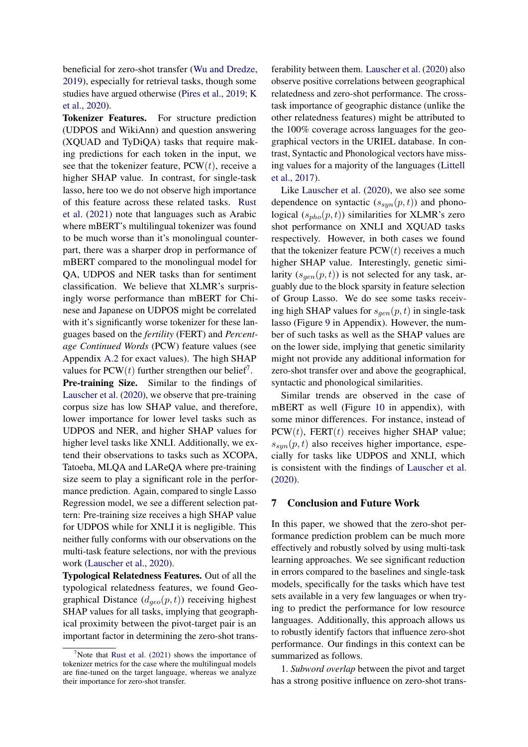beneficial for zero-shot transfer (Wu and Dredze, 2019), especially for retrieval tasks, though some studies have argued otherwise (Pires et al., 2019; K et al., 2020).

**Tokenizer Features.** For structure prediction (UDPOS and WikiAnn) and question answering (XQUAD and TyDiQA) tasks that require making predictions for each token in the input, we see that the tokenizer feature, PCW($t$), receive a higher SHAP value. In contrast, for single-task lasso, here too we do not observe high importance of this feature across these related tasks. Rust et al. (2021) note that languages such as Arabic where mBERT's multilingual tokenizer was found to be much worse than it's monolingual counterpart, there was a sharper drop in performance of mBERT compared to the monolingual model for QA, UDPOS and NER tasks than for sentiment classification. We believe that XLMR's surprisingly worse performance than mBERT for Chinese and Japanese on UDPOS might be correlated with it's significantly worse tokenizer for these languages based on the *fertility* (FERT) and *Percentage Continued Words* (PCW) feature values (see Appendix A.2 for exact values). The high SHAP values for PCW($t$) further strengthen our belief[7].

**Pre-training Size.** Similar to the findings of Lauscher et al. (2020), we observe that pre-training corpus size has low SHAP value, and therefore, lower importance for lower level tasks such as UDPOS and NER, and higher SHAP values for higher level tasks like XNLI. Additionally, we extend their observations to tasks such as XCOPA, Tatoeba, MLQA and LAReQA where pre-training size seem to play a significant role in the performance prediction. Again, compared to single Lasso Regression model, we see a different selection pattern: Pre-training size receives a high SHAP value for UDPOS while for XNLI it is negligible. This neither fully conforms with our observations on the multi-task feature selections, nor with the previous work (Lauscher et al., 2020).

**Typological Relatedness Features.** Out of all the typological relatedness features, we found Geographical Distance ($d_{geo}(p,t)$) receiving highest SHAP values for all tasks, implying that geographical proximity between the pivot-target pair is an important factor in determining the zero-shot transferability between them. Lauscher et al. (2020) also observe positive correlations between geographical relatedness and zero-shot performance. The cross-task importance of geographic distance (unlike the other relatedness features) might be attributed to the 100% coverage across languages for the geographical vectors in the URIEL database. In contrast, Syntactic and Phonological vectors have missing values for a majority of the languages (Littell et al., 2017).

Like Lauscher et al. (2020), we also see some dependence on syntactic ($s_{syn}(p,t)$) and phonological ($s_{pho}(p,t)$) similarities for XLMR's zero shot performance on XNLI and XQUAD tasks respectively. However, in both cases we found that the tokenizer feature PCW($t$) receives a much higher SHAP value. Interestingly, genetic similarity ($s_{gen}(p,t)$) is not selected for any task, arguably due to the block sparsity in feature selection of Group Lasso. We do see some tasks receiving high SHAP values for $s_{gen}(p,t)$ in single-task lasso (Figure 9 in Appendix). However, the number of such tasks as well as the SHAP values are on the lower side, implying that genetic similarity might not provide any additional information for zero-shot transfer over and above the geographical, syntactic and phonological similarities.

Similar trends are observed in the case of mBERT as well (Figure 10 in appendix), with some minor differences. For instance, instead of PCW($t$), FERT($t$) receives higher SHAP value; $s_{syn}(p,t)$ also receives higher importance, especially for tasks like UDPOS and XNLI, which is consistent with the findings of Lauscher et al. (2020).

## 7 Conclusion and Future Work

In this paper, we showed that the zero-shot performance prediction problem can be much more effectively and robustly solved by using multi-task learning approaches. We see significant reduction in errors compared to the baselines and single-task models, specifically for the tasks which have test sets available in a very few languages or when trying to predict the performance for low resource languages. Additionally, this approach allows us to robustly identify factors that influence zero-shot performance. Our findings in this context can be summarized as follows.

1. *Subword overlap* between the pivot and target has a strong positive influence on zero-shot trans-

[7] Note that Rust et al. (2021) shows the importance of tokenizer metrics for the case where the multilingual models are fine-tuned on the target language, whereas we analyze their importance for zero-shot transfer.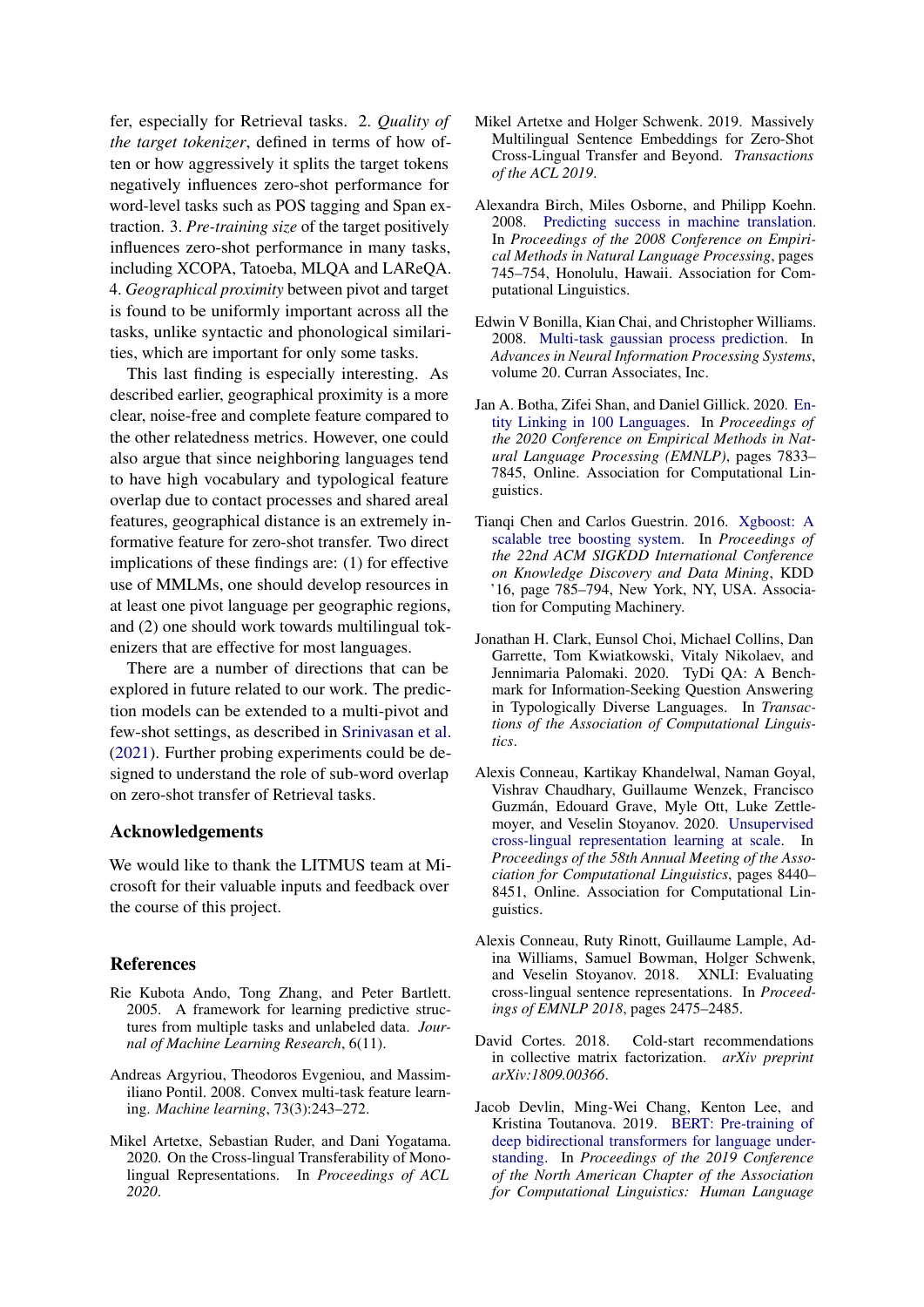fer, especially for Retrieval tasks. 2. *Quality of the target tokenizer*, defined in terms of how often or how aggressively it splits the target tokens negatively influences zero-shot performance for word-level tasks such as POS tagging and Span extraction. 3. *Pre-training size* of the target positively influences zero-shot performance in many tasks, including XCOPA, Tatoeba, MLQA and LAReQA. 4. *Geographical proximity* between pivot and target is found to be uniformly important across all the tasks, unlike syntactic and phonological similarities, which are important for only some tasks.

This last finding is especially interesting. As described earlier, geographical proximity is a more clear, noise-free and complete feature compared to the other relatedness metrics. However, one could also argue that since neighboring languages tend to have high vocabulary and typological feature overlap due to contact processes and shared areal features, geographical distance is an extremely informative feature for zero-shot transfer. Two direct implications of these findings are: (1) for effective use of MMLMs, one should develop resources in at least one pivot language per geographic regions, and (2) one should work towards multilingual tokenizers that are effective for most languages.

There are a number of directions that can be explored in future related to our work. The prediction models can be extended to a multi-pivot and few-shot settings, as described in Srinivasan et al. (2021). Further probing experiments could be designed to understand the role of sub-word overlap on zero-shot transfer of Retrieval tasks.

## Acknowledgements

We would like to thank the LITMUS team at Microsoft for their valuable inputs and feedback over the course of this project.

## References

Rie Kubota Ando, Tong Zhang, and Peter Bartlett. 2005. A framework for learning predictive structures from multiple tasks and unlabeled data. *Journal of Machine Learning Research*, 6(11).

Andreas Argyriou, Theodoros Evgeniou, and Massimiliano Pontil. 2008. Convex multi-task feature learning. *Machine learning*, 73(3):243–272.

Mikel Artetxe, Sebastian Ruder, and Dani Yogatama. 2020. On the Cross-lingual Transferability of Monolingual Representations. In *Proceedings of ACL 2020*.

Mikel Artetxe and Holger Schwenk. 2019. Massively Multilingual Sentence Embeddings for Zero-Shot Cross-Lingual Transfer and Beyond. *Transactions of the ACL 2019*.

Alexandra Birch, Miles Osborne, and Philipp Koehn. 2008. Predicting success in machine translation. In *Proceedings of the 2008 Conference on Empirical Methods in Natural Language Processing*, pages 745–754, Honolulu, Hawaii. Association for Computational Linguistics.

Edwin V Bonilla, Kian Chai, and Christopher Williams. 2008. Multi-task gaussian process prediction. In *Advances in Neural Information Processing Systems*, volume 20. Curran Associates, Inc.

Jan A. Botha, Zifei Shan, and Daniel Gillick. 2020. Entity Linking in 100 Languages. In *Proceedings of the 2020 Conference on Empirical Methods in Natural Language Processing (EMNLP)*, pages 7833–7845, Online. Association for Computational Linguistics.

Tianqi Chen and Carlos Guestrin. 2016. Xgboost: A scalable tree boosting system. In *Proceedings of the 22nd ACM SIGKDD International Conference on Knowledge Discovery and Data Mining*, KDD '16, page 785–794, New York, NY, USA. Association for Computing Machinery.

Jonathan H. Clark, Eunsol Choi, Michael Collins, Dan Garrette, Tom Kwiatkowski, Vitaly Nikolaev, and Jennimaria Palomaki. 2020. TyDi QA: A Benchmark for Information-Seeking Question Answering in Typologically Diverse Languages. In *Transactions of the Association of Computational Linguistics*.

Alexis Conneau, Kartikay Khandelwal, Naman Goyal, Vishrav Chaudhary, Guillaume Wenzek, Francisco Guzmán, Edouard Grave, Myle Ott, Luke Zettlemoyer, and Veselin Stoyanov. 2020. Unsupervised cross-lingual representation learning at scale. In *Proceedings of the 58th Annual Meeting of the Association for Computational Linguistics*, pages 8440–8451, Online. Association for Computational Linguistics.

Alexis Conneau, Ruty Rinott, Guillaume Lample, Adina Williams, Samuel Bowman, Holger Schwenk, and Veselin Stoyanov. 2018. XNLI: Evaluating cross-lingual sentence representations. In *Proceedings of EMNLP 2018*, pages 2475–2485.

David Cortes. 2018. Cold-start recommendations in collective matrix factorization. *arXiv preprint arXiv:1809.00366*.

Jacob Devlin, Ming-Wei Chang, Kenton Lee, and Kristina Toutanova. 2019. BERT: Pre-training of deep bidirectional transformers for language understanding. In *Proceedings of the 2019 Conference of the North American Chapter of the Association for Computational Linguistics: Human Language*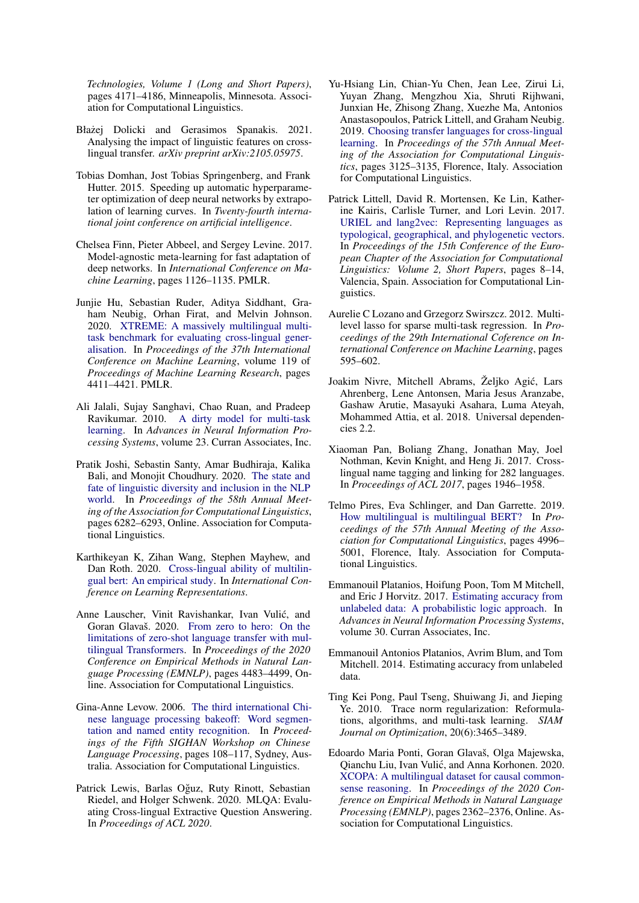*Technologies, Volume 1 (Long and Short Papers)*, pages 4171–4186, Minneapolis, Minnesota. Association for Computational Linguistics.

Błażej Dolicki and Gerasimos Spanakis. 2021. Analysing the impact of linguistic features on cross-lingual transfer. *arXiv preprint arXiv:2105.05975*.

Tobias Domhan, Jost Tobias Springenberg, and Frank Hutter. 2015. Speeding up automatic hyperparameter optimization of deep neural networks by extrapolation of learning curves. In *Twenty-fourth international joint conference on artificial intelligence*.

Chelsea Finn, Pieter Abbeel, and Sergey Levine. 2017. Model-agnostic meta-learning for fast adaptation of deep networks. In *International Conference on Machine Learning*, pages 1126–1135. PMLR.

Junjie Hu, Sebastian Ruder, Aditya Siddhant, Graham Neubig, Orhan Firat, and Melvin Johnson. 2020. XTREME: A massively multilingual multi-task benchmark for evaluating cross-lingual generalisation. In *Proceedings of the 37th International Conference on Machine Learning*, volume 119 of *Proceedings of Machine Learning Research*, pages 4411–4421. PMLR.

Ali Jalali, Sujay Sanghavi, Chao Ruan, and Pradeep Ravikumar. 2010. A dirty model for multi-task learning. In *Advances in Neural Information Processing Systems*, volume 23. Curran Associates, Inc.

Pratik Joshi, Sebastin Santy, Amar Budhiraja, Kalika Bali, and Monojit Choudhury. 2020. The state and fate of linguistic diversity and inclusion in the NLP world. In *Proceedings of the 58th Annual Meeting of the Association for Computational Linguistics*, pages 6282–6293, Online. Association for Computational Linguistics.

Karthikeyan K, Zihan Wang, Stephen Mayhew, and Dan Roth. 2020. Cross-lingual ability of multilingual bert: An empirical study. In *International Conference on Learning Representations*.

Anne Lauscher, Vinit Ravishankar, Ivan Vulić, and Goran Glavaš. 2020. From zero to hero: On the limitations of zero-shot language transfer with multilingual Transformers. In *Proceedings of the 2020 Conference on Empirical Methods in Natural Language Processing (EMNLP)*, pages 4483–4499, Online. Association for Computational Linguistics.

Gina-Anne Levow. 2006. The third international Chinese language processing bakeoff: Word segmentation and named entity recognition. In *Proceedings of the Fifth SIGHAN Workshop on Chinese Language Processing*, pages 108–117, Sydney, Australia. Association for Computational Linguistics.

Patrick Lewis, Barlas Oğuz, Ruty Rinott, Sebastian Riedel, and Holger Schwenk. 2020. MLQA: Evaluating Cross-lingual Extractive Question Answering. In *Proceedings of ACL 2020*.

Yu-Hsiang Lin, Chian-Yu Chen, Jean Lee, Zirui Li, Yuyan Zhang, Mengzhou Xia, Shruti Rijhwani, Junxian He, Zhisong Zhang, Xuezhe Ma, Antonios Anastasopoulos, Patrick Littell, and Graham Neubig. 2019. Choosing transfer languages for cross-lingual learning. In *Proceedings of the 57th Annual Meeting of the Association for Computational Linguistics*, pages 3125–3135, Florence, Italy. Association for Computational Linguistics.

Patrick Littell, David R. Mortensen, Ke Lin, Katherine Kairis, Carlisle Turner, and Lori Levin. 2017. URIEL and lang2vec: Representing languages as typological, geographical, and phylogenetic vectors. In *Proceedings of the 15th Conference of the European Chapter of the Association for Computational Linguistics: Volume 2, Short Papers*, pages 8–14, Valencia, Spain. Association for Computational Linguistics.

Aurelie C Lozano and Grzegorz Swirszcz. 2012. Multi-level lasso for sparse multi-task regression. In *Proceedings of the 29th International Coference on International Conference on Machine Learning*, pages 595–602.

Joakim Nivre, Mitchell Abrams, Željko Agić, Lars Ahrenberg, Lene Antonsen, Maria Jesus Aranzabe, Gashaw Arutie, Masayuki Asahara, Luma Ateyah, Mohammed Attia, et al. 2018. Universal dependencies 2.2.

Xiaoman Pan, Boliang Zhang, Jonathan May, Joel Nothman, Kevin Knight, and Heng Ji. 2017. Cross-lingual name tagging and linking for 282 languages. In *Proceedings of ACL 2017*, pages 1946–1958.

Telmo Pires, Eva Schlinger, and Dan Garrette. 2019. How multilingual is multilingual BERT? In *Proceedings of the 57th Annual Meeting of the Association for Computational Linguistics*, pages 4996–5001, Florence, Italy. Association for Computational Linguistics.

Emmanouil Platanios, Hoifung Poon, Tom M Mitchell, and Eric J Horvitz. 2017. Estimating accuracy from unlabeled data: A probabilistic logic approach. In *Advances in Neural Information Processing Systems*, volume 30. Curran Associates, Inc.

Emmanouil Antonios Platanios, Avrim Blum, and Tom Mitchell. 2014. Estimating accuracy from unlabeled data.

Ting Kei Pong, Paul Tseng, Shuiwang Ji, and Jieping Ye. 2010. Trace norm regularization: Reformulations, algorithms, and multi-task learning. *SIAM Journal on Optimization*, 20(6):3465–3489.

Edoardo Maria Ponti, Goran Glavaš, Olga Majewska, Qianchu Liu, Ivan Vulić, and Anna Korhonen. 2020. XCOPA: A multilingual dataset for causal commonsense reasoning. In *Proceedings of the 2020 Conference on Empirical Methods in Natural Language Processing (EMNLP)*, pages 2362–2376, Online. Association for Computational Linguistics.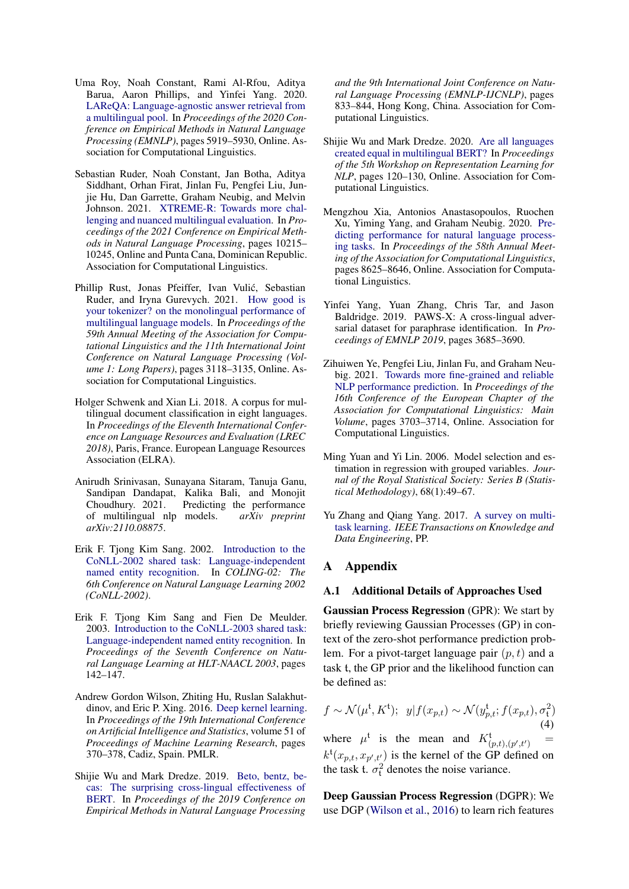Uma Roy, Noah Constant, Rami Al-Rfou, Aditya Barua, Aaron Phillips, and Yinfei Yang. 2020. LAReQA: Language-agnostic answer retrieval from a multilingual pool. In *Proceedings of the 2020 Conference on Empirical Methods in Natural Language Processing (EMNLP)*, pages 5919–5930, Online. Association for Computational Linguistics.

Sebastian Ruder, Noah Constant, Jan Botha, Aditya Siddhant, Orhan Firat, Jinlan Fu, Pengfei Liu, Junjie Hu, Dan Garrette, Graham Neubig, and Melvin Johnson. 2021. XTREME-R: Towards more challenging and nuanced multilingual evaluation. In *Proceedings of the 2021 Conference on Empirical Methods in Natural Language Processing*, pages 10215–10245, Online and Punta Cana, Dominican Republic. Association for Computational Linguistics.

Phillip Rust, Jonas Pfeiffer, Ivan Vulić, Sebastian Ruder, and Iryna Gurevych. 2021. How good is your tokenizer? on the monolingual performance of multilingual language models. In *Proceedings of the 59th Annual Meeting of the Association for Computational Linguistics and the 11th International Joint Conference on Natural Language Processing (Volume 1: Long Papers)*, pages 3118–3135, Online. Association for Computational Linguistics.

Holger Schwenk and Xian Li. 2018. A corpus for multilingual document classification in eight languages. In *Proceedings of the Eleventh International Conference on Language Resources and Evaluation (LREC 2018)*, Paris, France. European Language Resources Association (ELRA).

Anirudh Srinivasan, Sunayana Sitaram, Tanuja Ganu, Sandipan Dandapat, Kalika Bali, and Monojit Choudhury. 2021. Predicting the performance of multilingual nlp models. *arXiv preprint arXiv:2110.08875*.

Erik F. Tjong Kim Sang. 2002. Introduction to the CoNLL-2002 shared task: Language-independent named entity recognition. In *COLING-02: The 6th Conference on Natural Language Learning 2002 (CoNLL-2002)*.

Erik F. Tjong Kim Sang and Fien De Meulder. 2003. Introduction to the CoNLL-2003 shared task: Language-independent named entity recognition. In *Proceedings of the Seventh Conference on Natural Language Learning at HLT-NAACL 2003*, pages 142–147.

Andrew Gordon Wilson, Zhiting Hu, Ruslan Salakhutdinov, and Eric P. Xing. 2016. Deep kernel learning. In *Proceedings of the 19th International Conference on Artificial Intelligence and Statistics*, volume 51 of *Proceedings of Machine Learning Research*, pages 370–378, Cadiz, Spain. PMLR.

Shijie Wu and Mark Dredze. 2019. Beto, bentz, becas: The surprising cross-lingual effectiveness of BERT. In *Proceedings of the 2019 Conference on Empirical Methods in Natural Language Processing and the 9th International Joint Conference on Natural Language Processing (EMNLP-IJCNLP)*, pages 833–844, Hong Kong, China. Association for Computational Linguistics.

Shijie Wu and Mark Dredze. 2020. Are all languages created equal in multilingual BERT? In *Proceedings of the 5th Workshop on Representation Learning for NLP*, pages 120–130, Online. Association for Computational Linguistics.

Mengzhou Xia, Antonios Anastasopoulos, Ruochen Xu, Yiming Yang, and Graham Neubig. 2020. Predicting performance for natural language processing tasks. In *Proceedings of the 58th Annual Meeting of the Association for Computational Linguistics*, pages 8625–8646, Online. Association for Computational Linguistics.

Yinfei Yang, Yuan Zhang, Chris Tar, and Jason Baldridge. 2019. PAWS-X: A cross-lingual adversarial dataset for paraphrase identification. In *Proceedings of EMNLP 2019*, pages 3685–3690.

Zihuiwen Ye, Pengfei Liu, Jinlan Fu, and Graham Neubig. 2021. Towards more fine-grained and reliable NLP performance prediction. In *Proceedings of the 16th Conference of the European Chapter of the Association for Computational Linguistics: Main Volume*, pages 3703–3714, Online. Association for Computational Linguistics.

Ming Yuan and Yi Lin. 2006. Model selection and estimation in regression with grouped variables. *Journal of the Royal Statistical Society: Series B (Statistical Methodology)*, 68(1):49–67.

Yu Zhang and Qiang Yang. 2017. A survey on multitask learning. *IEEE Transactions on Knowledge and Data Engineering*, PP.

# A Appendix

## A.1 Additional Details of Approaches Used

**Gaussian Process Regression** (GPR): We start by briefly reviewing Gaussian Processes (GP) in context of the zero-shot performance prediction problem. For a pivot-target language pair $(p, t)$ and a task $\mathfrak{t}$, the GP prior and the likelihood function can be defined as:

$$f \sim \mathcal{N}(\mu^{\mathfrak{t}}, K^{\mathfrak{t}}); \;\; y|f(x_{p,t}) \sim \mathcal{N}(y^{\mathfrak{t}}_{p,t}; f(x_{p,t}), \sigma^2_{\mathfrak{t}}) \tag{4}$$

where $\mu^{\mathfrak{t}}$ is the mean and $K^{\mathfrak{t}}_{(p,t),(p',t')} = k^{\mathfrak{t}}(x_{p,t}, x_{p',t'})$ is the kernel of the GP defined on the task $\mathfrak{t}$. $\sigma^2_{\mathfrak{t}}$ denotes the noise variance.

**Deep Gaussian Process Regression** (DGPR): We use DGP (Wilson et al., 2016) to learn rich features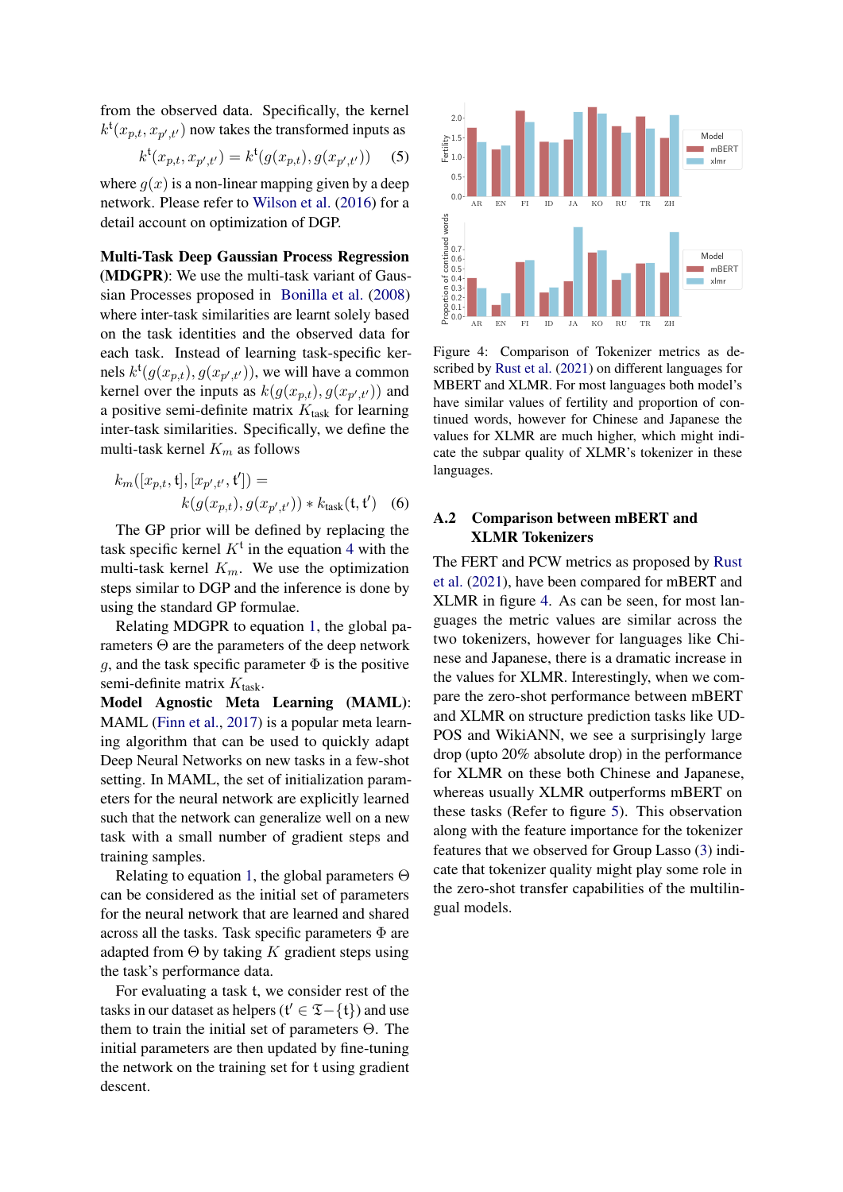from the observed data. Specifically, the kernel $k^{\mathfrak{t}}(x_{p,t}, x_{p',t'})$ now takes the transformed inputs as

$$k^{\mathfrak{t}}(x_{p,t}, x_{p',t'}) = k^{\mathfrak{t}}(g(x_{p,t}), g(x_{p',t'})) \quad (5)$$

where $g(x)$ is a non-linear mapping given by a deep network. Please refer to Wilson et al. (2016) for a detail account on optimization of DGP.

**Multi-Task Deep Gaussian Process Regression (MDGPR)**: We use the multi-task variant of Gaussian Processes proposed in Bonilla et al. (2008) where inter-task similarities are learnt solely based on the task identities and the observed data for each task. Instead of learning task-specific kernels $k^{\mathfrak{t}}(g(x_{p,t}), g(x_{p',t'}))$, we will have a common kernel over the inputs as $k(g(x_{p,t}), g(x_{p',t'}))$ and a positive semi-definite matrix $K_{\text{task}}$ for learning inter-task similarities. Specifically, we define the multi-task kernel $K_m$ as follows

$$k_m([x_{p,t}, \mathfrak{t}], [x_{p',t'}, \mathfrak{t}']) = k(g(x_{p,t}), g(x_{p',t'})) * k_{\text{task}}(\mathfrak{t}, \mathfrak{t}') \quad (6)$$

The GP prior will be defined by replacing the task specific kernel $K^{\mathfrak{t}}$ in the equation 4 with the multi-task kernel $K_m$. We use the optimization steps similar to DGP and the inference is done by using the standard GP formulae.

Relating MDGPR to equation 1, the global parameters $\Theta$ are the parameters of the deep network $g$, and the task specific parameter $\Phi$ is the positive semi-definite matrix $K_{\text{task}}$.

**Model Agnostic Meta Learning (MAML)**: MAML (Finn et al., 2017) is a popular meta learning algorithm that can be used to quickly adapt Deep Neural Networks on new tasks in a few-shot setting. In MAML, the set of initialization parameters for the neural network are explicitly learned such that the network can generalize well on a new task with a small number of gradient steps and training samples.

Relating to equation 1, the global parameters $\Theta$ can be considered as the initial set of parameters for the neural network that are learned and shared across all the tasks. Task specific parameters $\Phi$ are adapted from $\Theta$ by taking $K$ gradient steps using the task's performance data.

For evaluating a task $\mathfrak{t}$, we consider rest of the tasks in our dataset as helpers ($\mathfrak{t}' \in \mathfrak{T} - \{\mathfrak{t}\}$) and use them to train the initial set of parameters $\Theta$. The initial parameters are then updated by fine-tuning the network on the training set for $\mathfrak{t}$ using gradient descent.

Figure 4: Comparison of Tokenizer metrics as described by Rust et al. (2021) on different languages for MBERT and XLMR. For most languages both model's have similar values of fertility and proportion of continued words, however for Chinese and Japanese the values for XLMR are much higher, which might indicate the subpar quality of XLMR's tokenizer in these languages.

## A.2 Comparison between mBERT and XLMR Tokenizers

The FERT and PCW metrics as proposed by Rust et al. (2021), have been compared for mBERT and XLMR in figure 4. As can be seen, for most languages the metric values are similar across the two tokenizers, however for languages like Chinese and Japanese, there is a dramatic increase in the values for XLMR. Interestingly, when we compare the zero-shot performance between mBERT and XLMR on structure prediction tasks like UDPOS and WikiANN, we see a surprisingly large drop (upto 20% absolute drop) in the performance for XLMR on these both Chinese and Japanese, whereas usually XLMR outperforms mBERT on these tasks (Refer to figure 5). This observation along with the feature importance for the tokenizer features that we observed for Group Lasso (3) indicate that tokenizer quality might play some role in the zero-shot transfer capabilities of the multilingual models.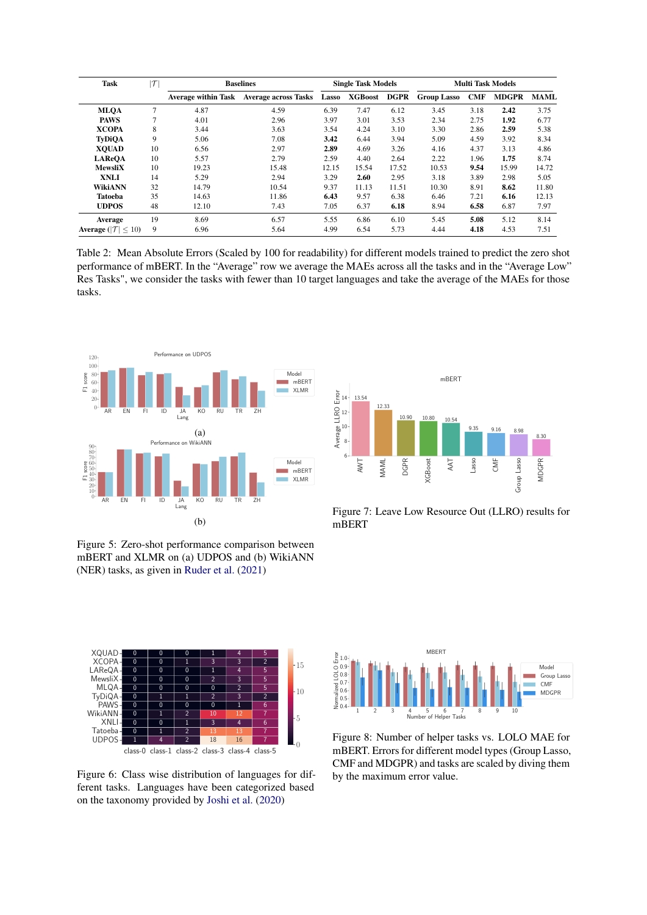| Task | $\lvert\mathcal{T}\rvert$ | Baselines | | Single Task Models | | | Multi Task Models | | | |
|---|---|---|---|---|---|---|---|---|---|---|
| | | Average within Task | Average across Tasks | Lasso | XGBoost | DGPR | Group Lasso | CMF | MDGPR | MAML |
| **MLQA** | 7 | 4.87 | 4.59 | 6.39 | 7.47 | 6.12 | 3.45 | 3.18 | **2.42** | 3.75 |
| **PAWS** | 7 | 4.01 | 2.96 | 3.97 | 3.01 | 3.53 | 2.34 | 2.75 | **1.92** | 6.77 |
| **XCOPA** | 8 | 3.44 | 3.63 | 3.54 | 4.24 | 3.10 | 3.30 | 2.86 | **2.59** | 5.38 |
| **TyDiQA** | 9 | 5.06 | 7.08 | **3.42** | 6.44 | 3.94 | 5.09 | 4.59 | 3.92 | 8.34 |
| **XQUAD** | 10 | 6.56 | 2.97 | **2.89** | 4.69 | 3.26 | 4.16 | 4.37 | 3.13 | 4.86 |
| **LAReQA** | 10 | 5.57 | 2.79 | 2.59 | 4.40 | 2.64 | 2.22 | 1.96 | **1.75** | 8.74 |
| **MewsliX** | 10 | 19.23 | 15.48 | 12.15 | 15.54 | 17.52 | 10.53 | **9.54** | 15.99 | 14.72 |
| **XNLI** | 14 | 5.29 | 2.94 | 3.29 | **2.60** | 2.95 | 3.18 | 3.89 | 2.98 | 5.05 |
| **WikiANN** | 32 | 14.79 | 10.54 | 9.37 | 11.13 | 11.51 | 10.30 | 8.91 | **8.62** | 11.80 |
| **Tatoeba** | 35 | 14.63 | 11.86 | **6.43** | 9.57 | 6.38 | 6.46 | 7.21 | **6.16** | 12.13 |
| **UDPOS** | 48 | 12.10 | 7.43 | 7.05 | 6.37 | **6.18** | 8.94 | **6.58** | 6.87 | 7.97 |
| **Average** | 19 | 8.69 | 6.57 | 5.55 | 6.86 | 6.10 | 5.45 | **5.08** | 5.12 | 8.14 |
| **Average** ($\lvert\mathcal{T}\rvert \leq 10$) | 9 | 6.96 | 5.64 | 4.99 | 6.54 | 5.73 | 4.44 | **4.18** | 4.53 | 7.51 |

Table 2: Mean Absolute Errors (Scaled by 100 for readability) for different models trained to predict the zero shot performance of mBERT. In the "Average" row we average the MAEs across all the tasks and in the "Average Low" Res Tasks", we consider the tasks with fewer than 10 target languages and take the average of the MAEs for those tasks.

Figure 5: Zero-shot performance comparison between mBERT and XLMR on (a) UDPOS and (b) WikiANN (NER) tasks, as given in Ruder et al. (2021)

Figure 7: Leave Low Resource Out (LLRO) results for mBERT

Figure 6: Class wise distribution of languages for different tasks. Languages have been categorized based on the taxonomy provided by Joshi et al. (2020)

Figure 8: Number of helper tasks vs. LOLO MAE for mBERT. Errors for different model types (Group Lasso, CMF and MDGPR) and tasks are scaled by diving them by the maximum error value.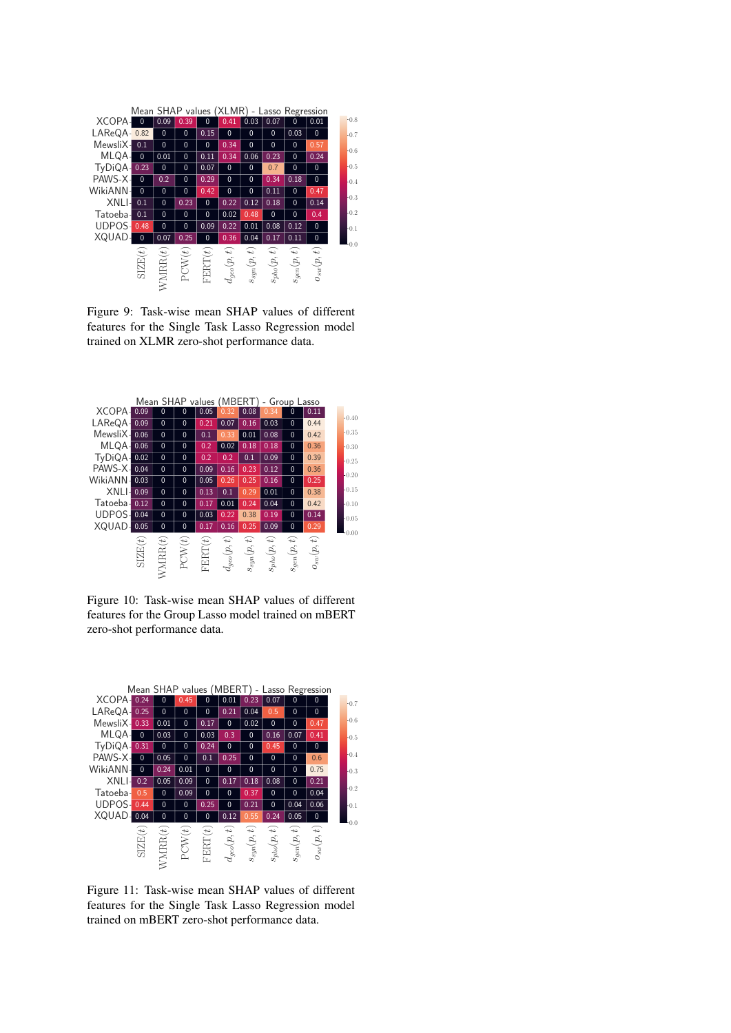Mean SHAP values (XLMR) - Lasso Regression

XCOPA 0 0.09 0.39 0 0.41 0.03 0.07 0 0.01
LAReQA 0.82 0 0 0.15 0 0 0 0.03 0
MewsliX 0.1 0 0 0 0.34 0 0 0 0.57
MLQA 0 0.01 0 0.11 0.34 0.06 0.23 0 0.24
TyDiQA 0.23 0 0 0.07 0 0 0.7 0 0
PAWS-X 0 0.2 0 0.29 0 0 0.34 0.18 0
WikiANN 0 0 0 0.42 0 0 0.11 0 0.47
XNLI 0.1 0 0.23 0 0.22 0.12 0.18 0 0.14
Tatoeba 0.1 0 0 0 0.02 0.48 0 0 0.4
UDPOS 0.48 0 0 0.09 0.22 0.01 0.08 0.12 0
XQUAD 0 0.07 0.25 0 0.36 0.04 0.17 0.11 0

SIZE$(t)$ WMRR$(t)$ PCW$(t)$ FERT$(t)$ $d_{geo}(p,t)$ $s_{syn}(p,t)$ $s_{pho}(p,t)$ $s_{gen}(p,t)$ $o_{sw}(p,t)$

0.8 0.7 0.6 0.5 0.4 0.3 0.2 0.1 0.0

Figure 9: Task-wise mean SHAP values of different features for the Single Task Lasso Regression model trained on XLMR zero-shot performance data.

Mean SHAP values (MBERT) - Group Lasso

XCOPA 0.09 0 0 0.05 0.32 0.08 0.34 0 0.11
LAReQA 0.09 0 0 0.21 0.07 0.16 0.03 0 0.44
MewsliX 0.06 0 0 0.1 0.33 0.01 0.08 0 0.42
MLQA 0.06 0 0 0.2 0.02 0.18 0.18 0 0.36
TyDiQA 0.02 0 0 0.2 0.2 0.1 0.09 0 0.39
PAWS-X 0.04 0 0 0.09 0.16 0.23 0.12 0 0.36
WikiANN 0.03 0 0 0.05 0.26 0.25 0.16 0 0.25
XNLI 0.09 0 0 0.13 0.1 0.29 0.01 0 0.38
Tatoeba 0.12 0 0 0.17 0.01 0.24 0.04 0 0.42
UDPOS 0.04 0 0 0.03 0.22 0.38 0.19 0 0.14
XQUAD 0.05 0 0 0.17 0.16 0.25 0.09 0 0.29

SIZE$(t)$ WMRR$(t)$ PCW$(t)$ FERT$(t)$ $d_{geo}(p,t)$ $s_{syn}(p,t)$ $s_{pho}(p,t)$ $s_{gen}(p,t)$ $o_{sw}(p,t)$

0.40 0.35 0.30 0.25 0.20 0.15 0.10 0.05 0.00

Figure 10: Task-wise mean SHAP values of different features for the Group Lasso model trained on mBERT zero-shot performance data.

Mean SHAP values (MBERT) - Lasso Regression

XCOPA 0.24 0 0.45 0 0.01 0.23 0.07 0 0
LAReQA 0.25 0 0 0 0.21 0.04 0.5 0 0
MewsliX 0.33 0.01 0 0.17 0 0.02 0 0 0.47
MLQA 0 0.03 0 0.03 0.3 0 0.16 0.07 0.41
TyDiQA 0.31 0 0 0.24 0 0 0.45 0 0
PAWS-X 0 0.05 0 0.1 0.25 0 0 0 0.6
WikiANN 0 0.24 0.01 0 0 0 0 0 0.75
XNLI 0.2 0.05 0.09 0 0.17 0.18 0.08 0 0.21
Tatoeba 0.5 0 0.09 0 0 0.37 0 0 0.04
UDPOS 0.44 0 0 0.25 0 0.21 0 0.04 0.06
XQUAD 0.04 0 0 0 0.12 0.55 0.24 0.05 0

SIZE$(t)$ WMRR$(t)$ PCW$(t)$ FERT$(t)$ $d_{geo}(p,t)$ $s_{syn}(p,t)$ $s_{pho}(p,t)$ $s_{gen}(p,t)$ $o_{sw}(p,t)$

0.7 0.6 0.5 0.4 0.3 0.2 0.1 0.0

Figure 11: Task-wise mean SHAP values of different features for the Single Task Lasso Regression model trained on mBERT zero-shot performance data.